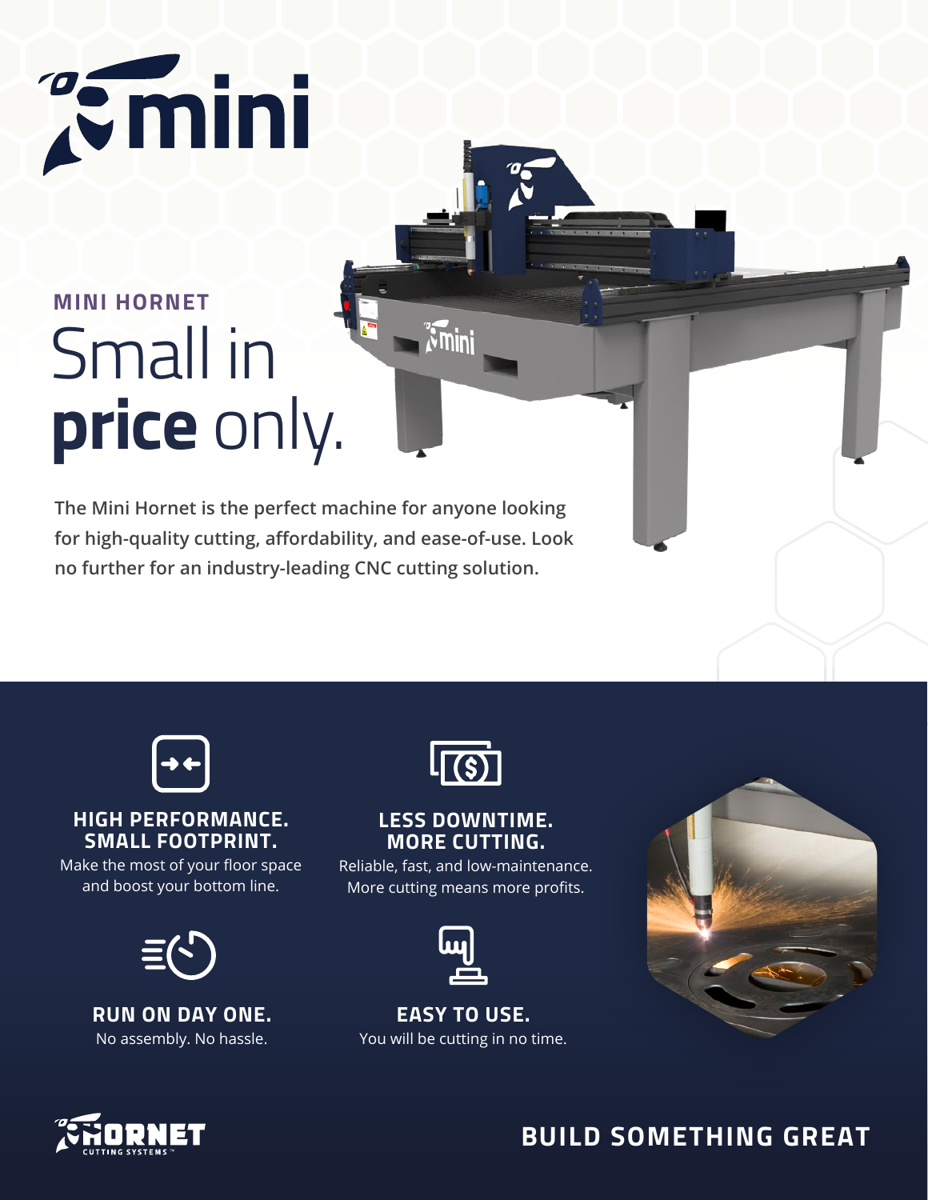# mini

## MINI HORNET

# Small in **price** only.

**The Mini Hornet is the perfect machine for anyone looking for high-quality cutting, affordability, and ease-of-use. Look no further for an industry-leading CNC cutting solution.**

### HIGH PERFORMANCE. SMALL FOOTPRINT.

Make the most of your floor space and boost your bottom line.

### LESS DOWNTIME. MORE CUTTING.

Reliable, fast, and low-maintenance. More cutting means more profits.

### RUN ON DAY ONE.

No assembly. No hassle.

### EASY TO USE.

You will be cutting in no time.

HORNET CUTTING SYSTEMS™

**BUILD SOMETHING GREAT**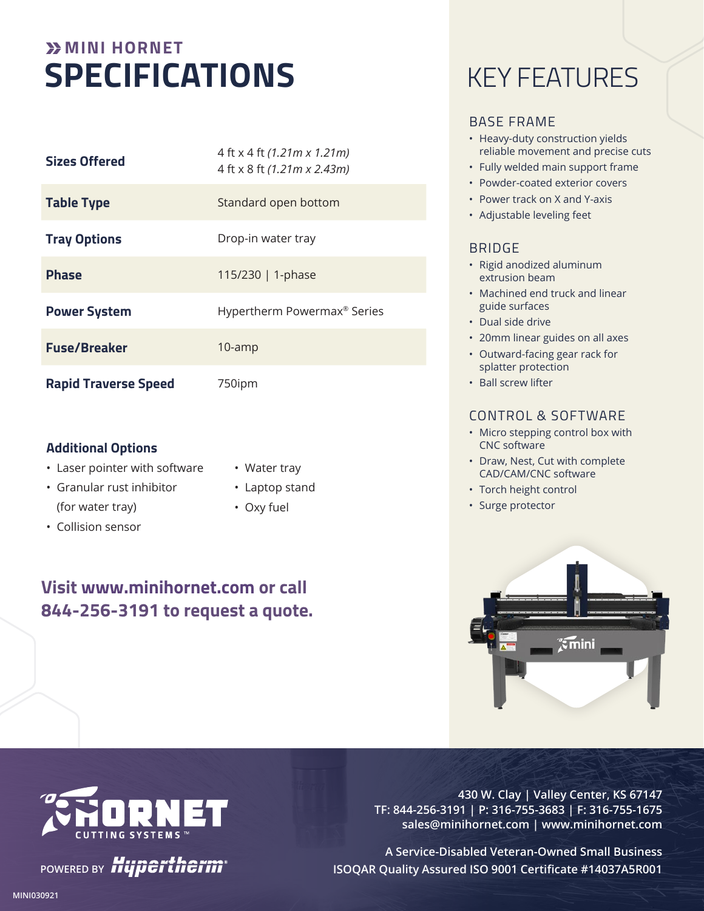# MINI HORNET SPECIFICATIONS

| | |
|---|---|
| **Sizes Offered** | 4 ft x 4 ft *(1.21m x 1.21m)*<br>4 ft x 8 ft *(1.21m x 2.43m)* |
| **Table Type** | Standard open bottom |
| **Tray Options** | Drop-in water tray |
| **Phase** | 115/230 \| 1-phase |
| **Power System** | Hypertherm Powermax® Series |
| **Fuse/Breaker** | 10-amp |
| **Rapid Traverse Speed** | 750ipm |

### Additional Options

- Laser pointer with software
- Granular rust inhibitor (for water tray)
- Collision sensor
- Water tray
- Laptop stand
- Oxy fuel

**Visit www.minihornet.com or call 844-256-3191 to request a quote.**

# KEY FEATURES

## BASE FRAME

- Heavy-duty construction yields reliable movement and precise cuts
- Fully welded main support frame
- Powder-coated exterior covers
- Power track on X and Y-axis
- Adjustable leveling feet

## BRIDGE

- Rigid anodized aluminum extrusion beam
- Machined end truck and linear guide surfaces
- Dual side drive
- 20mm linear guides on all axes
- Outward-facing gear rack for splatter protection
- Ball screw lifter

## CONTROL & SOFTWARE

- Micro stepping control box with CNC software
- Draw, Nest, Cut with complete CAD/CAM/CNC software
- Torch height control
- Surge protector

HORNET CUTTING SYSTEMS™

POWERED BY Hypertherm®

430 W. Clay | Valley Center, KS 67147
TF: 844-256-3191 | P: 316-755-3683 | F: 316-755-1675
sales@minihornet.com | www.minihornet.com

A Service-Disabled Veteran-Owned Small Business
ISOQAR Quality Assured ISO 9001 Certificate #14037A5R001

MINI030921